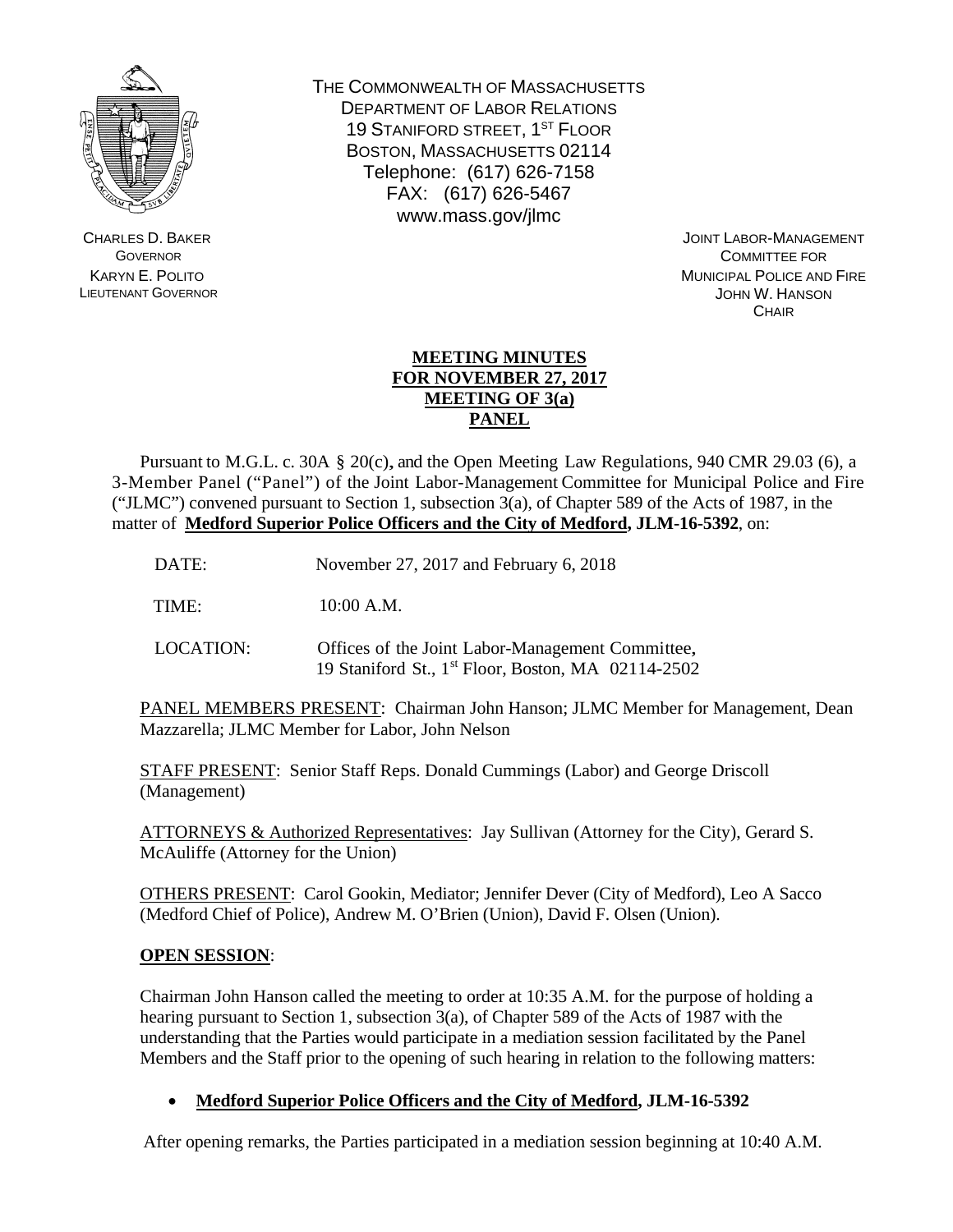THE COMMONWEALTH OF MASSACHUSETTS
DEPARTMENT OF LABOR RELATIONS
19 STANIFORD STREET, 1ST FLOOR
BOSTON, MASSACHUSETTS 02114
Telephone: (617) 626-7158
FAX: (617) 626-5467
www.mass.gov/jlmc

CHARLES D. BAKER
GOVERNOR
KARYN E. POLITO
LIEUTENANT GOVERNOR

JOINT LABOR-MANAGEMENT
COMMITTEE FOR
MUNICIPAL POLICE AND FIRE
JOHN W. HANSON
CHAIR

**MEETING MINUTES**
**FOR NOVEMBER 27, 2017**
**MEETING OF 3(a)**
**PANEL**

Pursuant to M.G.L. c. 30A § 20(c), and the Open Meeting Law Regulations, 940 CMR 29.03 (6), a 3-Member Panel ("Panel") of the Joint Labor-Management Committee for Municipal Police and Fire ("JLMC") convened pursuant to Section 1, subsection 3(a), of Chapter 589 of the Acts of 1987, in the matter of **Medford Superior Police Officers and the City of Medford, JLM-16-5392**, on:

DATE: November 27, 2017 and February 6, 2018

TIME: 10:00 A.M.

LOCATION: Offices of the Joint Labor-Management Committee, 19 Staniford St., 1st Floor, Boston, MA 02114-2502

PANEL MEMBERS PRESENT: Chairman John Hanson; JLMC Member for Management, Dean Mazzarella; JLMC Member for Labor, John Nelson

STAFF PRESENT: Senior Staff Reps. Donald Cummings (Labor) and George Driscoll (Management)

ATTORNEYS & Authorized Representatives: Jay Sullivan (Attorney for the City), Gerard S. McAuliffe (Attorney for the Union)

OTHERS PRESENT: Carol Gookin, Mediator; Jennifer Dever (City of Medford), Leo A Sacco (Medford Chief of Police), Andrew M. O'Brien (Union), David F. Olsen (Union).

**OPEN SESSION**:

Chairman John Hanson called the meeting to order at 10:35 A.M. for the purpose of holding a hearing pursuant to Section 1, subsection 3(a), of Chapter 589 of the Acts of 1987 with the understanding that the Parties would participate in a mediation session facilitated by the Panel Members and the Staff prior to the opening of such hearing in relation to the following matters:

- **Medford Superior Police Officers and the City of Medford, JLM-16-5392**

After opening remarks, the Parties participated in a mediation session beginning at 10:40 A.M.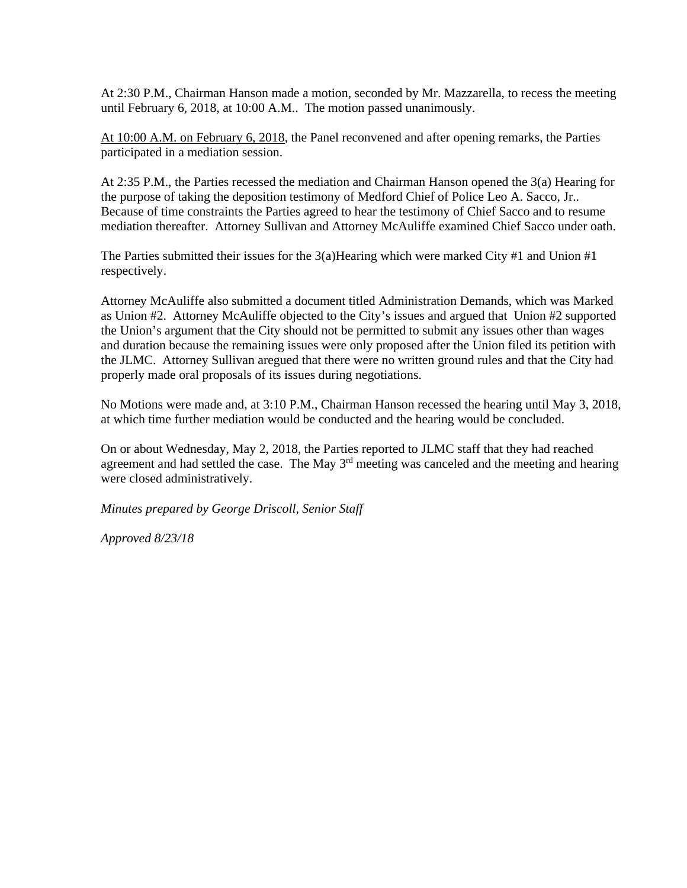At 2:30 P.M., Chairman Hanson made a motion, seconded by Mr. Mazzarella, to recess the meeting until February 6, 2018, at 10:00 A.M.. The motion passed unanimously.

At 10:00 A.M. on February 6, 2018, the Panel reconvened and after opening remarks, the Parties participated in a mediation session.

At 2:35 P.M., the Parties recessed the mediation and Chairman Hanson opened the 3(a) Hearing for the purpose of taking the deposition testimony of Medford Chief of Police Leo A. Sacco, Jr.. Because of time constraints the Parties agreed to hear the testimony of Chief Sacco and to resume mediation thereafter. Attorney Sullivan and Attorney McAuliffe examined Chief Sacco under oath.

The Parties submitted their issues for the 3(a)Hearing which were marked City #1 and Union #1 respectively.

Attorney McAuliffe also submitted a document titled Administration Demands, which was Marked as Union #2. Attorney McAuliffe objected to the City's issues and argued that Union #2 supported the Union's argument that the City should not be permitted to submit any issues other than wages and duration because the remaining issues were only proposed after the Union filed its petition with the JLMC. Attorney Sullivan aregued that there were no written ground rules and that the City had properly made oral proposals of its issues during negotiations.

No Motions were made and, at 3:10 P.M., Chairman Hanson recessed the hearing until May 3, 2018, at which time further mediation would be conducted and the hearing would be concluded.

On or about Wednesday, May 2, 2018, the Parties reported to JLMC staff that they had reached agreement and had settled the case. The May 3rd meeting was canceled and the meeting and hearing were closed administratively.

*Minutes prepared by George Driscoll, Senior Staff*

*Approved 8/23/18*